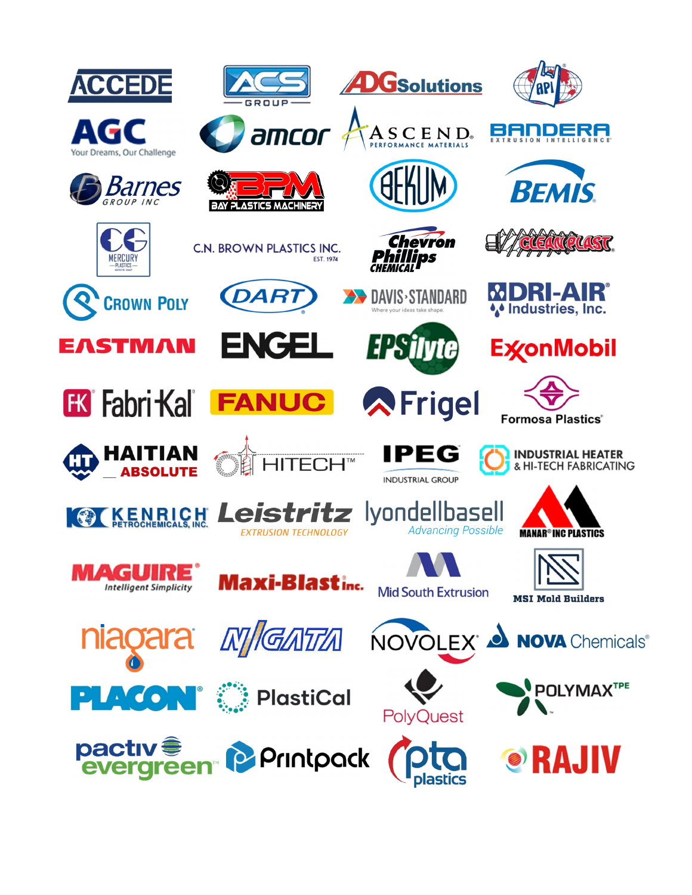ACCEDE

ACS GROUP

ADGSolutions

API

AGC
Your Dreams, Our Challenge

amcor

ASCEND
PERFORMANCE MATERIALS

BANDERA
EXTRUSION INTELLIGENCE

Barnes
GROUP INC

BPM
BAY PLASTICS MACHINERY

BEKUM

BEMIS

CG
MERCURY PLASTICS

C.N. BROWN PLASTICS INC.
EST. 1974

Chevron Phillips
CHEMICAL

CLEAN PLAST

CROWN POLY

DART

DAVIS-STANDARD
Where your ideas take shape.

DRI-AIR
Industries, Inc.

EASTMAN

ENGEL

EPSilyte

ExxonMobil

FK Fabri-Kal

FANUC

Frigel

Formosa Plastics

HT HAITIAN
ABSOLUTE

HITECH™

IPEG
INDUSTRIAL GROUP

INDUSTRIAL HEATER
& HI-TECH FABRICATING

KENRICH
PETROCHEMICALS, INC.

Leistritz
EXTRUSION TECHNOLOGY

lyondellbasell
Advancing Possible

MANAR® INC PLASTICS

MAGUIRE
Intelligent Simplicity

Maxi-Blast inc.

Mid South Extrusion

MSI Mold Builders

niagara

NIIGATA

NOVOLEX

NOVA Chemicals

PLACON

PlastiCal

PolyQuest

POLYMAX TPE

pactiv evergreen

Printpack

pta plastics

RAJIV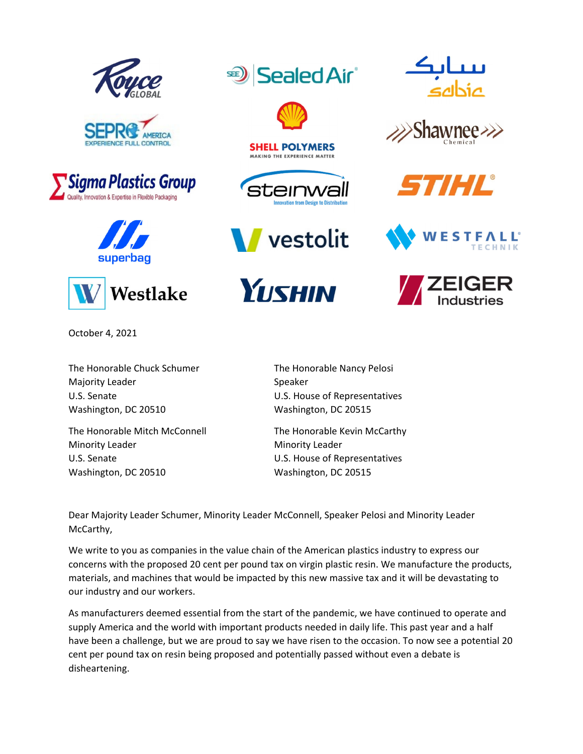October 4, 2021

The Honorable Chuck Schumer
Majority Leader
U.S. Senate
Washington, DC 20510

The Honorable Mitch McConnell
Minority Leader
U.S. Senate
Washington, DC 20510

The Honorable Nancy Pelosi
Speaker
U.S. House of Representatives
Washington, DC 20515

The Honorable Kevin McCarthy
Minority Leader
U.S. House of Representatives
Washington, DC 20515

Dear Majority Leader Schumer, Minority Leader McConnell, Speaker Pelosi and Minority Leader McCarthy,

We write to you as companies in the value chain of the American plastics industry to express our concerns with the proposed 20 cent per pound tax on virgin plastic resin. We manufacture the products, materials, and machines that would be impacted by this new massive tax and it will be devastating to our industry and our workers.

As manufacturers deemed essential from the start of the pandemic, we have continued to operate and supply America and the world with important products needed in daily life. This past year and a half have been a challenge, but we are proud to say we have risen to the occasion. To now see a potential 20 cent per pound tax on resin being proposed and potentially passed without even a debate is disheartening.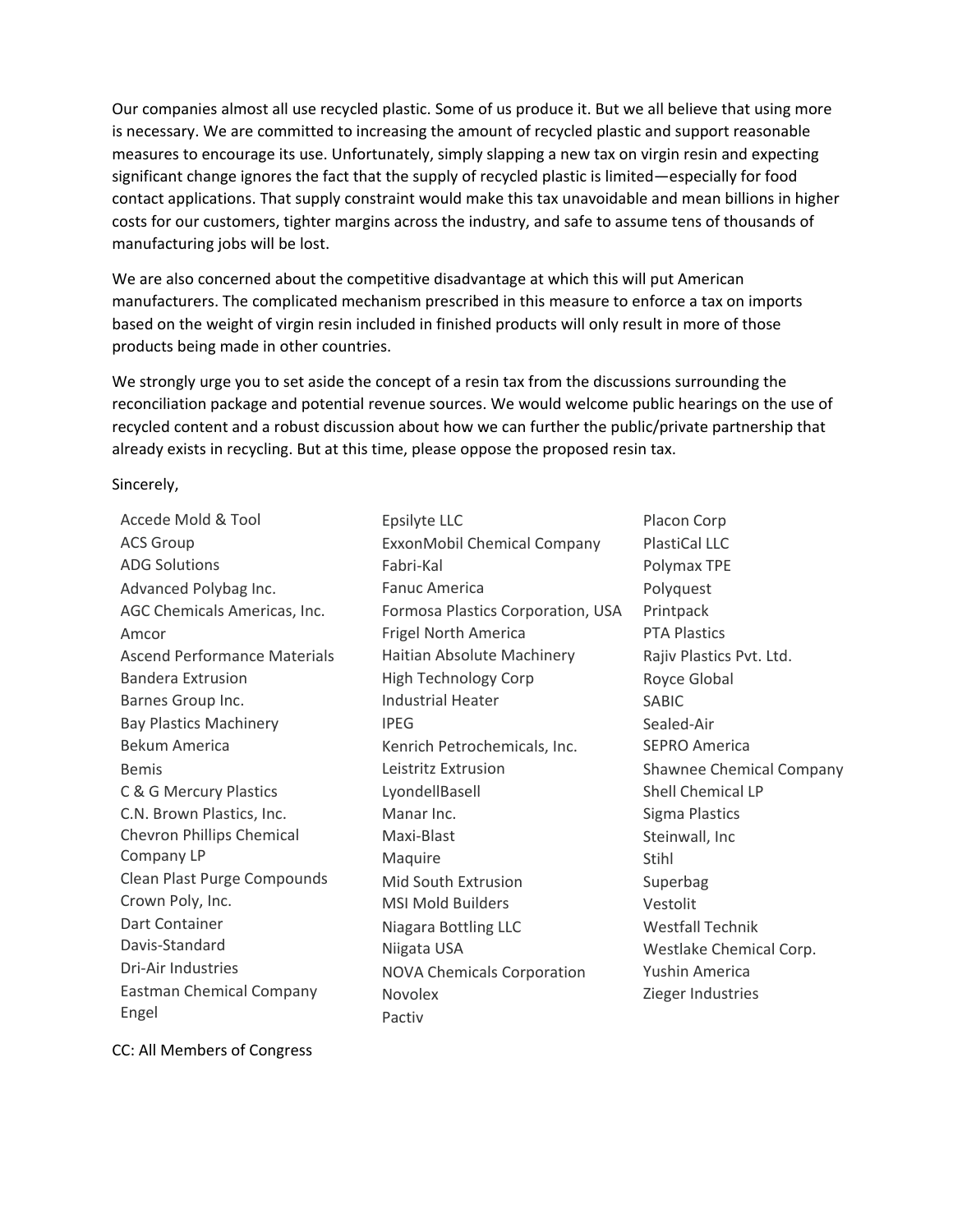Our companies almost all use recycled plastic. Some of us produce it. But we all believe that using more is necessary. We are committed to increasing the amount of recycled plastic and support reasonable measures to encourage its use. Unfortunately, simply slapping a new tax on virgin resin and expecting significant change ignores the fact that the supply of recycled plastic is limited—especially for food contact applications. That supply constraint would make this tax unavoidable and mean billions in higher costs for our customers, tighter margins across the industry, and safe to assume tens of thousands of manufacturing jobs will be lost.

We are also concerned about the competitive disadvantage at which this will put American manufacturers. The complicated mechanism prescribed in this measure to enforce a tax on imports based on the weight of virgin resin included in finished products will only result in more of those products being made in other countries.

We strongly urge you to set aside the concept of a resin tax from the discussions surrounding the reconciliation package and potential revenue sources. We would welcome public hearings on the use of recycled content and a robust discussion about how we can further the public/private partnership that already exists in recycling. But at this time, please oppose the proposed resin tax.

Sincerely,

Accede Mold & Tool
ACS Group
ADG Solutions
Advanced Polybag Inc.
AGC Chemicals Americas, Inc.
Amcor
Ascend Performance Materials
Bandera Extrusion
Barnes Group Inc.
Bay Plastics Machinery
Bekum America
Bemis
C & G Mercury Plastics
C.N. Brown Plastics, Inc.
Chevron Phillips Chemical Company LP
Clean Plast Purge Compounds
Crown Poly, Inc.
Dart Container
Davis-Standard
Dri-Air Industries
Eastman Chemical Company
Engel
Epsilyte LLC
ExxonMobil Chemical Company
Fabri-Kal
Fanuc America
Formosa Plastics Corporation, USA
Frigel North America
Haitian Absolute Machinery
High Technology Corp
Industrial Heater
IPEG
Kenrich Petrochemicals, Inc.
Leistritz Extrusion
LyondellBasell
Manar Inc.
Maxi-Blast
Maquire
Mid South Extrusion
MSI Mold Builders
Niagara Bottling LLC
Niigata USA
NOVA Chemicals Corporation
Novolex
Pactiv
Placon Corp
PlastiCal LLC
Polymax TPE
Polyquest
Printpack
PTA Plastics
Rajiv Plastics Pvt. Ltd.
Royce Global
SABIC
Sealed-Air
SEPRO America
Shawnee Chemical Company
Shell Chemical LP
Sigma Plastics
Steinwall, Inc
Stihl
Superbag
Vestolit
Westfall Technik
Westlake Chemical Corp.
Yushin America
Zieger Industries

CC: All Members of Congress